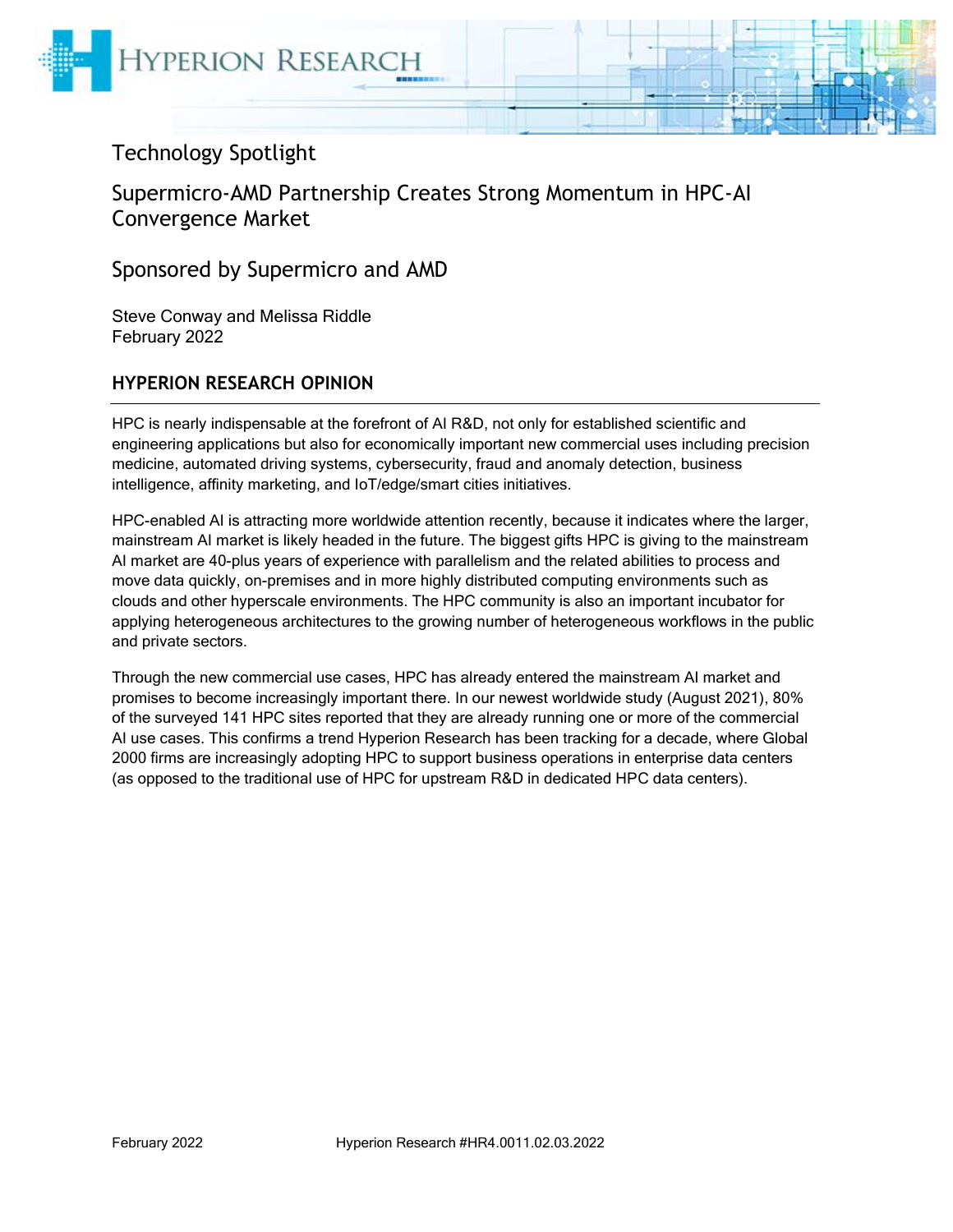Technology Spotlight

# Supermicro-AMD Partnership Creates Strong Momentum in HPC-AI Convergence Market

Sponsored by Supermicro and AMD

Steve Conway and Melissa Riddle
February 2022

## HYPERION RESEARCH OPINION

HPC is nearly indispensable at the forefront of AI R&D, not only for established scientific and engineering applications but also for economically important new commercial uses including precision medicine, automated driving systems, cybersecurity, fraud and anomaly detection, business intelligence, affinity marketing, and IoT/edge/smart cities initiatives.

HPC-enabled AI is attracting more worldwide attention recently, because it indicates where the larger, mainstream AI market is likely headed in the future. The biggest gifts HPC is giving to the mainstream AI market are 40-plus years of experience with parallelism and the related abilities to process and move data quickly, on-premises and in more highly distributed computing environments such as clouds and other hyperscale environments. The HPC community is also an important incubator for applying heterogeneous architectures to the growing number of heterogeneous workflows in the public and private sectors.

Through the new commercial use cases, HPC has already entered the mainstream AI market and promises to become increasingly important there. In our newest worldwide study (August 2021), 80% of the surveyed 141 HPC sites reported that they are already running one or more of the commercial AI use cases. This confirms a trend Hyperion Research has been tracking for a decade, where Global 2000 firms are increasingly adopting HPC to support business operations in enterprise data centers (as opposed to the traditional use of HPC for upstream R&D in dedicated HPC data centers).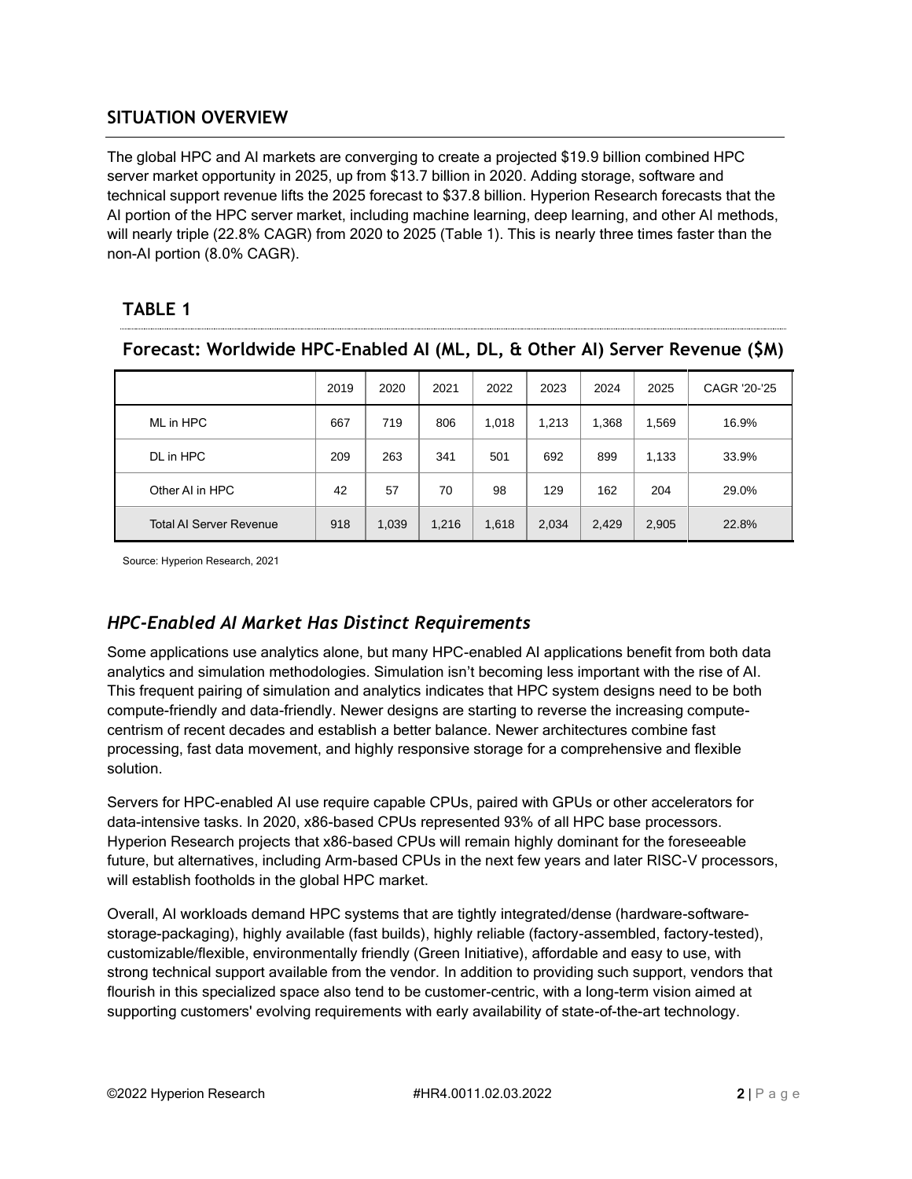## SITUATION OVERVIEW

The global HPC and AI markets are converging to create a projected $19.9 billion combined HPC server market opportunity in 2025, up from $13.7 billion in 2020. Adding storage, software and technical support revenue lifts the 2025 forecast to $37.8 billion. Hyperion Research forecasts that the AI portion of the HPC server market, including machine learning, deep learning, and other AI methods, will nearly triple (22.8% CAGR) from 2020 to 2025 (Table 1). This is nearly three times faster than the non-AI portion (8.0% CAGR).

### TABLE 1

**Forecast: Worldwide HPC-Enabled AI (ML, DL, & Other AI) Server Revenue ($M)**

| | 2019 | 2020 | 2021 | 2022 | 2023 | 2024 | 2025 | CAGR '20-'25 |
|---|---|---|---|---|---|---|---|---|
| ML in HPC | 667 | 719 | 806 | 1,018 | 1,213 | 1,368 | 1,569 | 16.9% |
| DL in HPC | 209 | 263 | 341 | 501 | 692 | 899 | 1,133 | 33.9% |
| Other AI in HPC | 42 | 57 | 70 | 98 | 129 | 162 | 204 | 29.0% |
| Total AI Server Revenue | 918 | 1,039 | 1,216 | 1,618 | 2,034 | 2,429 | 2,905 | 22.8% |

Source: Hyperion Research, 2021

### *HPC-Enabled AI Market Has Distinct Requirements*

Some applications use analytics alone, but many HPC-enabled AI applications benefit from both data analytics and simulation methodologies. Simulation isn't becoming less important with the rise of AI. This frequent pairing of simulation and analytics indicates that HPC system designs need to be both compute-friendly and data-friendly. Newer designs are starting to reverse the increasing compute-centrism of recent decades and establish a better balance. Newer architectures combine fast processing, fast data movement, and highly responsive storage for a comprehensive and flexible solution.

Servers for HPC-enabled AI use require capable CPUs, paired with GPUs or other accelerators for data-intensive tasks. In 2020, x86-based CPUs represented 93% of all HPC base processors. Hyperion Research projects that x86-based CPUs will remain highly dominant for the foreseeable future, but alternatives, including Arm-based CPUs in the next few years and later RISC-V processors, will establish footholds in the global HPC market.

Overall, AI workloads demand HPC systems that are tightly integrated/dense (hardware-software-storage-packaging), highly available (fast builds), highly reliable (factory-assembled, factory-tested), customizable/flexible, environmentally friendly (Green Initiative), affordable and easy to use, with strong technical support available from the vendor. In addition to providing such support, vendors that flourish in this specialized space also tend to be customer-centric, with a long-term vision aimed at supporting customers' evolving requirements with early availability of state-of-the-art technology.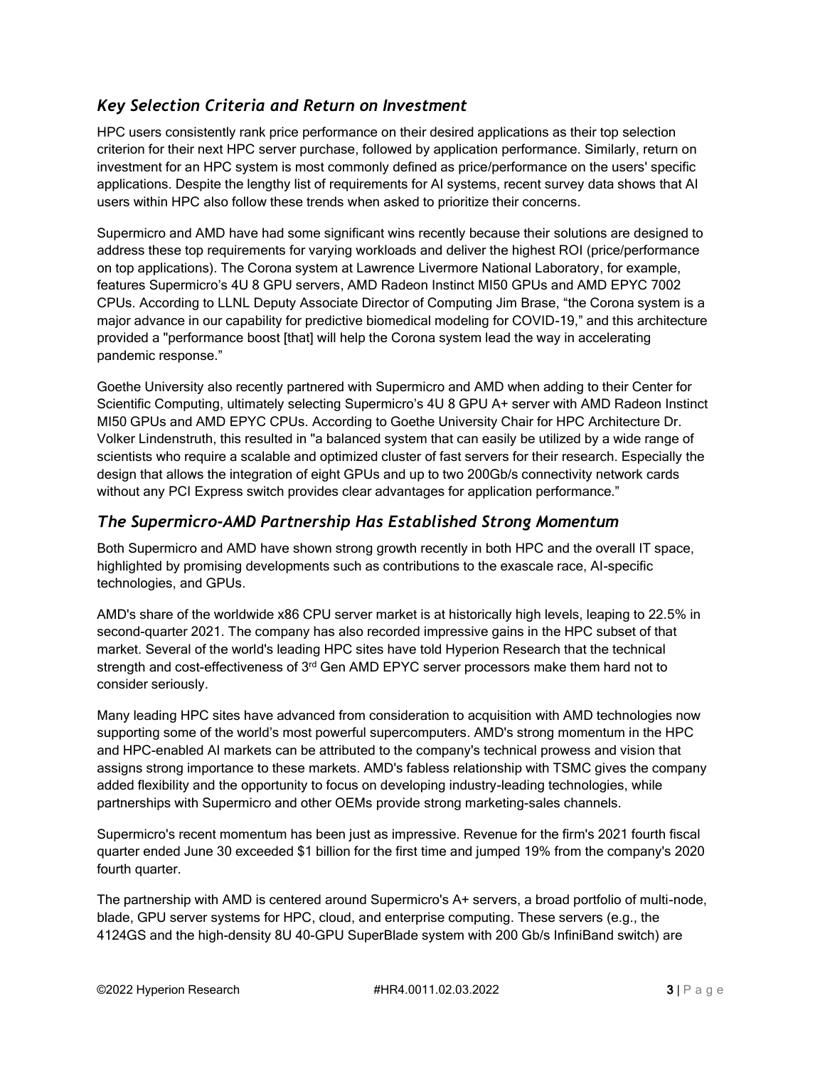## *Key Selection Criteria and Return on Investment*

HPC users consistently rank price performance on their desired applications as their top selection criterion for their next HPC server purchase, followed by application performance. Similarly, return on investment for an HPC system is most commonly defined as price/performance on the users' specific applications. Despite the lengthy list of requirements for AI systems, recent survey data shows that AI users within HPC also follow these trends when asked to prioritize their concerns.

Supermicro and AMD have had some significant wins recently because their solutions are designed to address these top requirements for varying workloads and deliver the highest ROI (price/performance on top applications). The Corona system at Lawrence Livermore National Laboratory, for example, features Supermicro's 4U 8 GPU servers, AMD Radeon Instinct MI50 GPUs and AMD EPYC 7002 CPUs. According to LLNL Deputy Associate Director of Computing Jim Brase, "the Corona system is a major advance in our capability for predictive biomedical modeling for COVID-19," and this architecture provided a "performance boost [that] will help the Corona system lead the way in accelerating pandemic response."

Goethe University also recently partnered with Supermicro and AMD when adding to their Center for Scientific Computing, ultimately selecting Supermicro's 4U 8 GPU A+ server with AMD Radeon Instinct MI50 GPUs and AMD EPYC CPUs. According to Goethe University Chair for HPC Architecture Dr. Volker Lindenstruth, this resulted in "a balanced system that can easily be utilized by a wide range of scientists who require a scalable and optimized cluster of fast servers for their research. Especially the design that allows the integration of eight GPUs and up to two 200Gb/s connectivity network cards without any PCI Express switch provides clear advantages for application performance."

## *The Supermicro-AMD Partnership Has Established Strong Momentum*

Both Supermicro and AMD have shown strong growth recently in both HPC and the overall IT space, highlighted by promising developments such as contributions to the exascale race, AI-specific technologies, and GPUs.

AMD's share of the worldwide x86 CPU server market is at historically high levels, leaping to 22.5% in second-quarter 2021. The company has also recorded impressive gains in the HPC subset of that market. Several of the world's leading HPC sites have told Hyperion Research that the technical strength and cost-effectiveness of 3rd Gen AMD EPYC server processors make them hard not to consider seriously.

Many leading HPC sites have advanced from consideration to acquisition with AMD technologies now supporting some of the world's most powerful supercomputers. AMD's strong momentum in the HPC and HPC-enabled AI markets can be attributed to the company's technical prowess and vision that assigns strong importance to these markets. AMD's fabless relationship with TSMC gives the company added flexibility and the opportunity to focus on developing industry-leading technologies, while partnerships with Supermicro and other OEMs provide strong marketing-sales channels.

Supermicro's recent momentum has been just as impressive. Revenue for the firm's 2021 fourth fiscal quarter ended June 30 exceeded $1 billion for the first time and jumped 19% from the company's 2020 fourth quarter.

The partnership with AMD is centered around Supermicro's A+ servers, a broad portfolio of multi-node, blade, GPU server systems for HPC, cloud, and enterprise computing. These servers (e.g., the 4124GS and the high-density 8U 40-GPU SuperBlade system with 200 Gb/s InfiniBand switch) are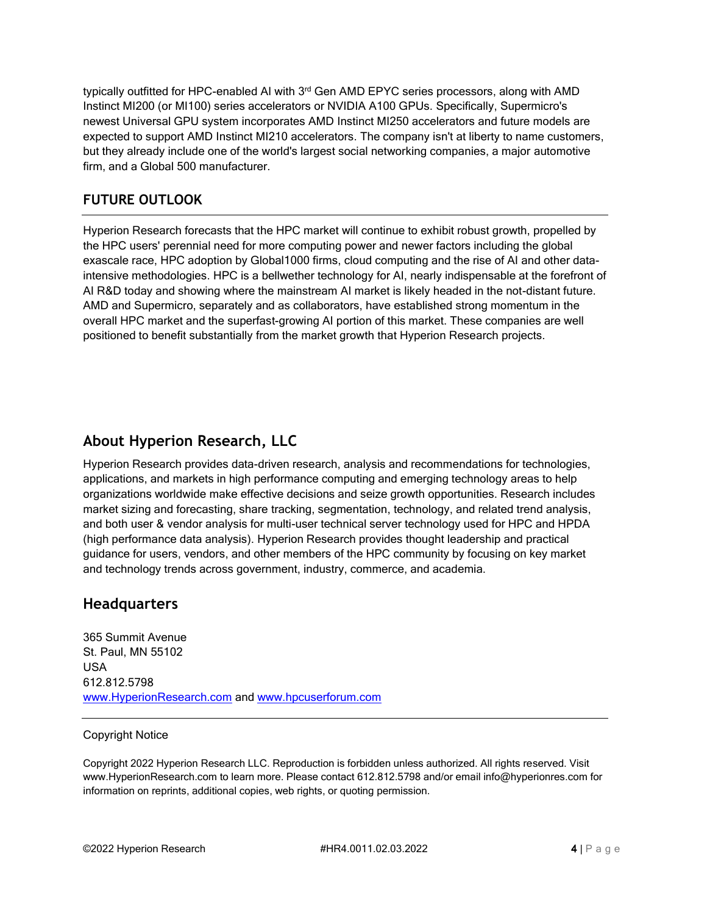typically outfitted for HPC-enabled AI with 3rd Gen AMD EPYC series processors, along with AMD Instinct MI200 (or MI100) series accelerators or NVIDIA A100 GPUs. Specifically, Supermicro's newest Universal GPU system incorporates AMD Instinct MI250 accelerators and future models are expected to support AMD Instinct MI210 accelerators. The company isn't at liberty to name customers, but they already include one of the world's largest social networking companies, a major automotive firm, and a Global 500 manufacturer.

## FUTURE OUTLOOK

Hyperion Research forecasts that the HPC market will continue to exhibit robust growth, propelled by the HPC users' perennial need for more computing power and newer factors including the global exascale race, HPC adoption by Global1000 firms, cloud computing and the rise of AI and other data-intensive methodologies. HPC is a bellwether technology for AI, nearly indispensable at the forefront of AI R&D today and showing where the mainstream AI market is likely headed in the not-distant future. AMD and Supermicro, separately and as collaborators, have established strong momentum in the overall HPC market and the superfast-growing AI portion of this market. These companies are well positioned to benefit substantially from the market growth that Hyperion Research projects.

## About Hyperion Research, LLC

Hyperion Research provides data-driven research, analysis and recommendations for technologies, applications, and markets in high performance computing and emerging technology areas to help organizations worldwide make effective decisions and seize growth opportunities. Research includes market sizing and forecasting, share tracking, segmentation, technology, and related trend analysis, and both user & vendor analysis for multi-user technical server technology used for HPC and HPDA (high performance data analysis). Hyperion Research provides thought leadership and practical guidance for users, vendors, and other members of the HPC community by focusing on key market and technology trends across government, industry, commerce, and academia.

## Headquarters

365 Summit Avenue
St. Paul, MN 55102
USA
612.812.5798
www.HyperionResearch.com and www.hpcuserforum.com

Copyright Notice

Copyright 2022 Hyperion Research LLC. Reproduction is forbidden unless authorized. All rights reserved. Visit www.HyperionResearch.com to learn more. Please contact 612.812.5798 and/or email info@hyperionres.com for information on reprints, additional copies, web rights, or quoting permission.